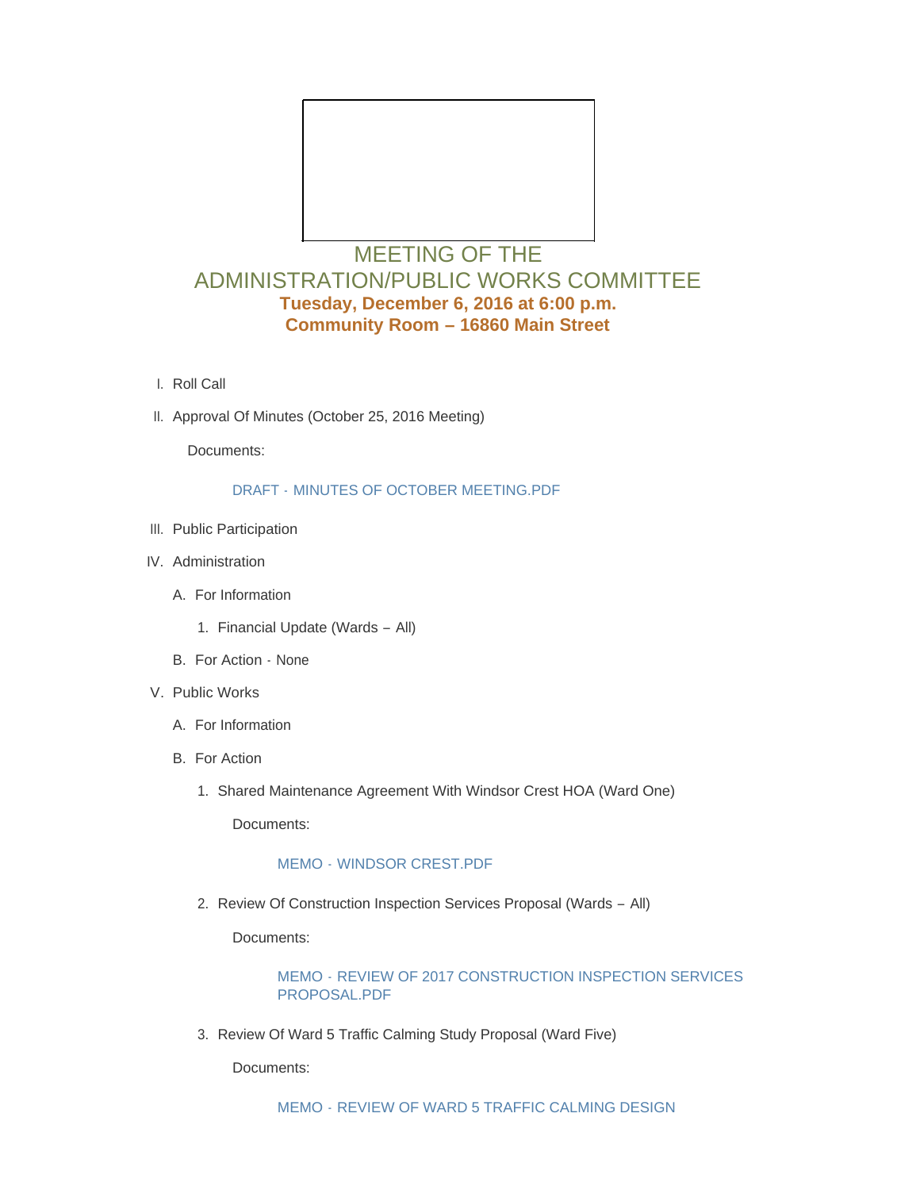# MEETING OF THE ADMINISTRATION/PUBLIC WORKS COMMITTEE

**Tuesday, December 6, 2016 at 6:00 p.m.**
**Community Room – 16860 Main Street**

I. Roll Call

II. Approval Of Minutes (October 25, 2016 Meeting)

Documents:

DRAFT - MINUTES OF OCTOBER MEETING.PDF

III. Public Participation

IV. Administration

A. For Information

1. Financial Update (Wards – All)

B. For Action - None

V. Public Works

A. For Information

B. For Action

1. Shared Maintenance Agreement With Windsor Crest HOA (Ward One)

Documents:

MEMO - WINDSOR CREST.PDF

2. Review Of Construction Inspection Services Proposal (Wards – All)

Documents:

MEMO - REVIEW OF 2017 CONSTRUCTION INSPECTION SERVICES PROPOSAL.PDF

3. Review Of Ward 5 Traffic Calming Study Proposal (Ward Five)

Documents:

MEMO - REVIEW OF WARD 5 TRAFFIC CALMING DESIGN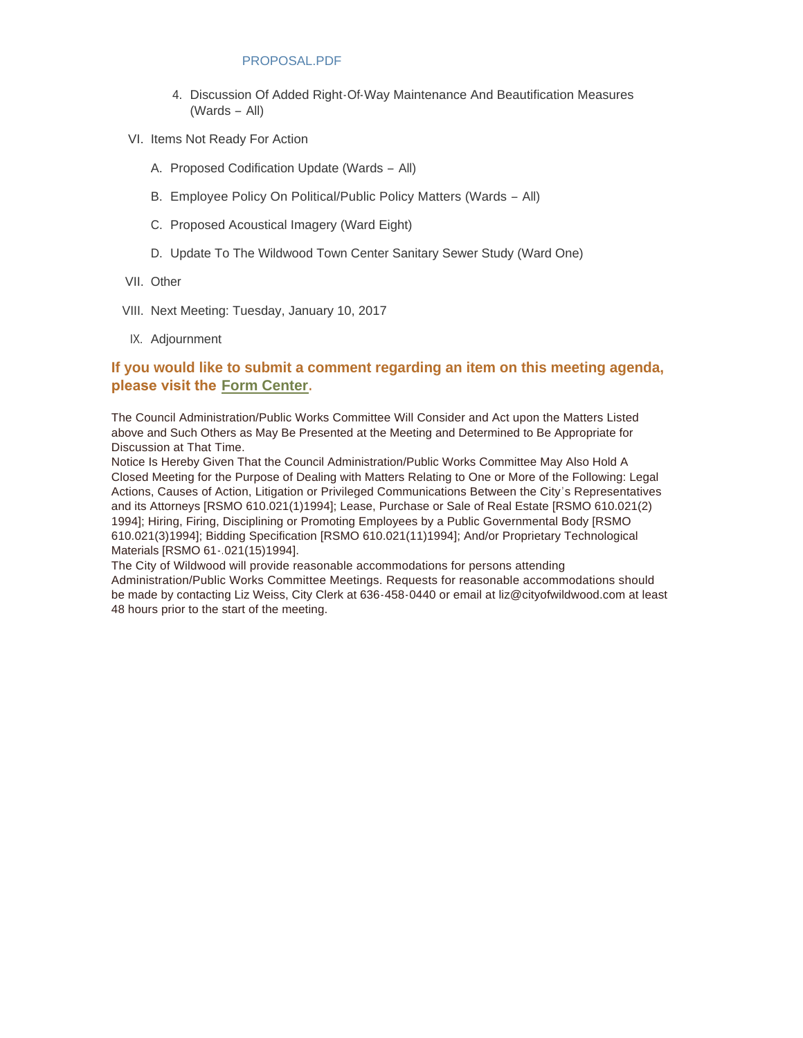PROPOSAL.PDF

4. Discussion Of Added Right-Of-Way Maintenance And Beautification Measures (Wards – All)

VI. Items Not Ready For Action

A. Proposed Codification Update (Wards – All)

B. Employee Policy On Political/Public Policy Matters (Wards – All)

C. Proposed Acoustical Imagery (Ward Eight)

D. Update To The Wildwood Town Center Sanitary Sewer Study (Ward One)

VII. Other

VIII. Next Meeting: Tuesday, January 10, 2017

IX. Adjournment

**If you would like to submit a comment regarding an item on this meeting agenda, please visit the Form Center.**

The Council Administration/Public Works Committee Will Consider and Act upon the Matters Listed above and Such Others as May Be Presented at the Meeting and Determined to Be Appropriate for Discussion at That Time.
Notice Is Hereby Given That the Council Administration/Public Works Committee May Also Hold A Closed Meeting for the Purpose of Dealing with Matters Relating to One or More of the Following: Legal Actions, Causes of Action, Litigation or Privileged Communications Between the City's Representatives and its Attorneys [RSMO 610.021(1)1994]; Lease, Purchase or Sale of Real Estate [RSMO 610.021(2) 1994]; Hiring, Firing, Disciplining or Promoting Employees by a Public Governmental Body [RSMO 610.021(3)1994]; Bidding Specification [RSMO 610.021(11)1994]; And/or Proprietary Technological Materials [RSMO 61-.021(15)1994].
The City of Wildwood will provide reasonable accommodations for persons attending Administration/Public Works Committee Meetings. Requests for reasonable accommodations should be made by contacting Liz Weiss, City Clerk at 636-458-0440 or email at liz@cityofwildwood.com at least 48 hours prior to the start of the meeting.